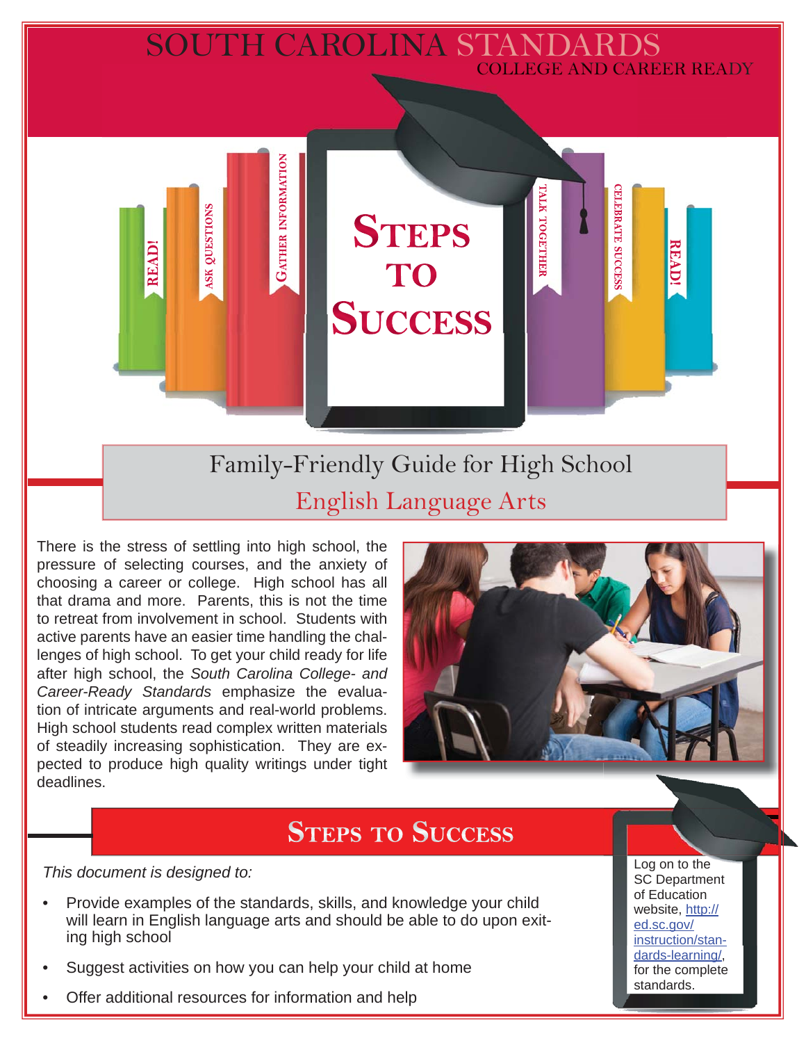# SOUTH CAROLINA STANDARDS

COLLEGE AND CAREER READY

READ! ASK QUESTIONS GATHER INFORMATION **STEPS TO SUCCESS** TALK TOGETHER CELEBRATE SUCCESS READ!

## Family-Friendly Guide for High School

## English Language Arts

There is the stress of settling into high school, the pressure of selecting courses, and the anxiety of choosing a career or college. High school has all that drama and more. Parents, this is not the time to retreat from involvement in school. Students with active parents have an easier time handling the challenges of high school. To get your child ready for life after high school, the *South Carolina College- and Career-Ready Standards* emphasize the evaluation of intricate arguments and real-world problems. High school students read complex written materials of steadily increasing sophistication. They are expected to produce high quality writings under tight deadlines.

## STEPS TO SUCCESS

*This document is designed to:*

- Provide examples of the standards, skills, and knowledge your child will learn in English language arts and should be able to do upon exiting high school
- Suggest activities on how you can help your child at home
- Offer additional resources for information and help

Log on to the SC Department of Education website, http://ed.sc.gov/instruction/standards-learning/, for the complete standards.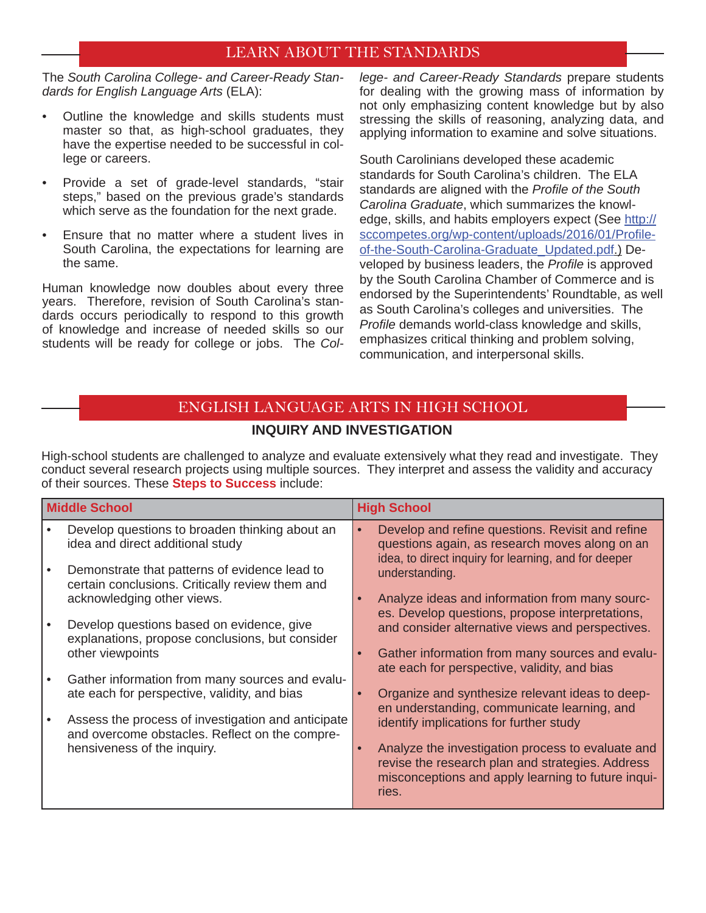## LEARN ABOUT THE STANDARDS

The *South Carolina College- and Career-Ready Standards for English Language Arts* (ELA):

- Outline the knowledge and skills students must master so that, as high-school graduates, they have the expertise needed to be successful in college or careers.
- Provide a set of grade-level standards, "stair steps," based on the previous grade's standards which serve as the foundation for the next grade.
- Ensure that no matter where a student lives in South Carolina, the expectations for learning are the same.

Human knowledge now doubles about every three years. Therefore, revision of South Carolina's standards occurs periodically to respond to this growth of knowledge and increase of needed skills so our students will be ready for college or jobs. The *College- and Career-Ready Standards* prepare students for dealing with the growing mass of information by not only emphasizing content knowledge but by also stressing the skills of reasoning, analyzing data, and applying information to examine and solve situations.

South Carolinians developed these academic standards for South Carolina's children. The ELA standards are aligned with the *Profile of the South Carolina Graduate*, which summarizes the knowledge, skills, and habits employers expect (See http://sccompetes.org/wp-content/uploads/2016/01/Profile-of-the-South-Carolina-Graduate_Updated.pdf.) Developed by business leaders, the *Profile* is approved by the South Carolina Chamber of Commerce and is endorsed by the Superintendents' Roundtable, as well as South Carolina's colleges and universities. The *Profile* demands world-class knowledge and skills, emphasizes critical thinking and problem solving, communication, and interpersonal skills.

## ENGLISH LANGUAGE ARTS IN HIGH SCHOOL

### INQUIRY AND INVESTIGATION

High-school students are challenged to analyze and evaluate extensively what they read and investigate. They conduct several research projects using multiple sources. They interpret and assess the validity and accuracy of their sources. These **Steps to Success** include:

| Middle School | High School |
|---|---|
| • Develop questions to broaden thinking about an idea and direct additional study<br>• Demonstrate that patterns of evidence lead to certain conclusions. Critically review them and acknowledging other views.<br>• Develop questions based on evidence, give explanations, propose conclusions, but consider other viewpoints<br>• Gather information from many sources and evaluate each for perspective, validity, and bias<br>• Assess the process of investigation and anticipate and overcome obstacles. Reflect on the comprehensiveness of the inquiry. | • Develop and refine questions. Revisit and refine questions again, as research moves along on an idea, to direct inquiry for learning, and for deeper understanding.<br>• Analyze ideas and information from many sources. Develop questions, propose interpretations, and consider alternative views and perspectives.<br>• Gather information from many sources and evaluate each for perspective, validity, and bias<br>• Organize and synthesize relevant ideas to deepen understanding, communicate learning, and identify implications for further study<br>• Analyze the investigation process to evaluate and revise the research plan and strategies. Address misconceptions and apply learning to future inquiries. |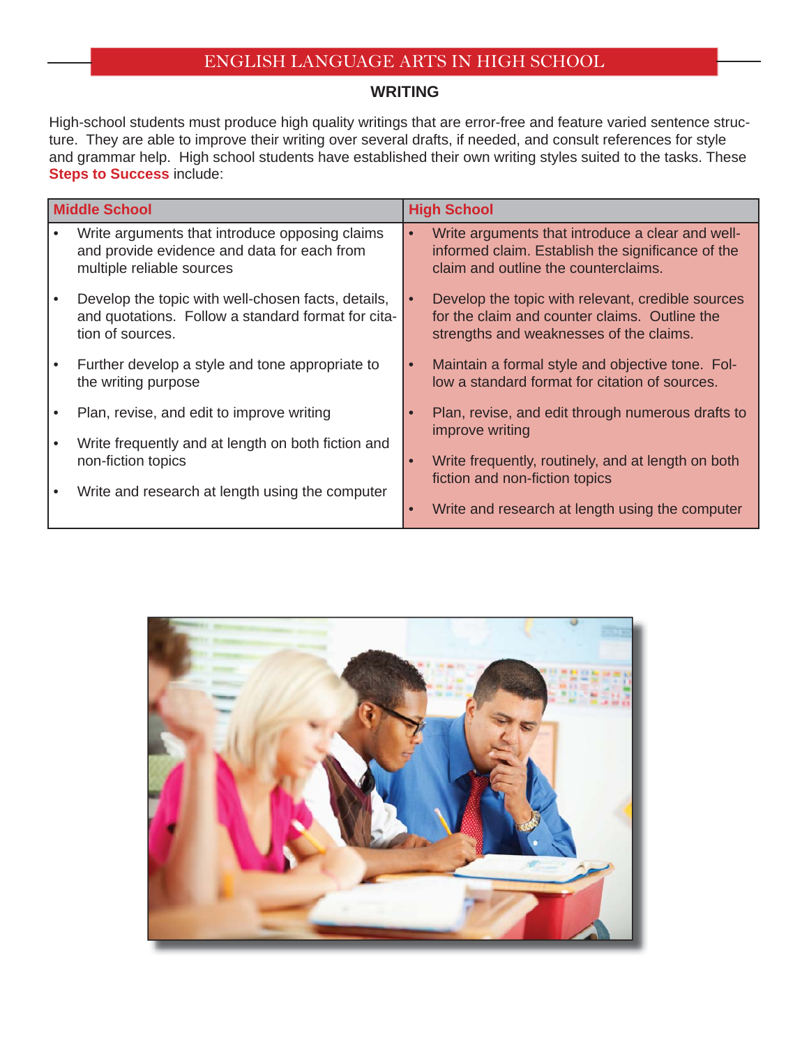## ENGLISH LANGUAGE ARTS IN HIGH SCHOOL

### WRITING

High-school students must produce high quality writings that are error-free and feature varied sentence structure. They are able to improve their writing over several drafts, if needed, and consult references for style and grammar help. High school students have established their own writing styles suited to the tasks. These **Steps to Success** include:

| Middle School | High School |
|---|---|
| • Write arguments that introduce opposing claims and provide evidence and data for each from multiple reliable sources | • Write arguments that introduce a clear and well-informed claim. Establish the significance of the claim and outline the counterclaims. |
| • Develop the topic with well-chosen facts, details, and quotations. Follow a standard format for citation of sources. | • Develop the topic with relevant, credible sources for the claim and counter claims. Outline the strengths and weaknesses of the claims. |
| • Further develop a style and tone appropriate to the writing purpose | • Maintain a formal style and objective tone. Follow a standard format for citation of sources. |
| • Plan, revise, and edit to improve writing | • Plan, revise, and edit through numerous drafts to improve writing |
| • Write frequently and at length on both fiction and non-fiction topics | • Write frequently, routinely, and at length on both fiction and non-fiction topics |
| • Write and research at length using the computer | • Write and research at length using the computer |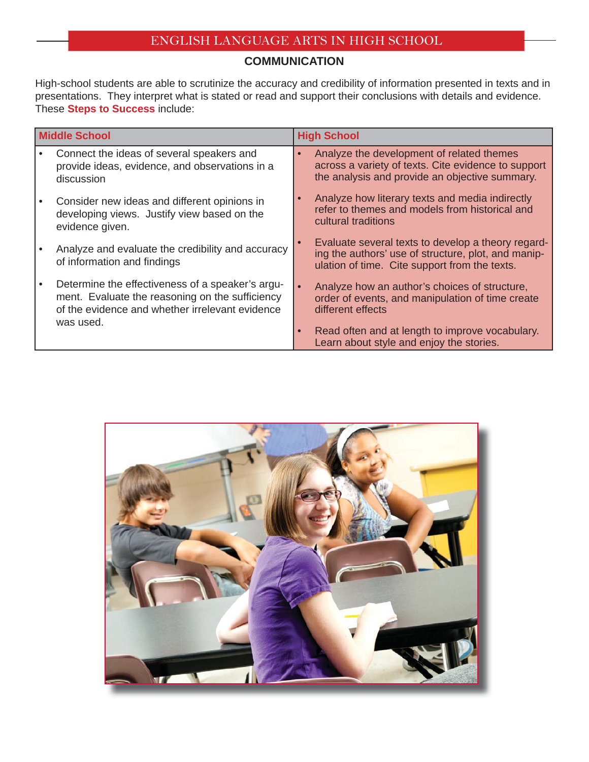# ENGLISH LANGUAGE ARTS IN HIGH SCHOOL

## COMMUNICATION

High-school students are able to scrutinize the accuracy and credibility of information presented in texts and in presentations. They interpret what is stated or read and support their conclusions with details and evidence. These **Steps to Success** include:

| Middle School | High School |
|---|---|
| • Connect the ideas of several speakers and provide ideas, evidence, and observations in a discussion | • Analyze the development of related themes across a variety of texts. Cite evidence to support the analysis and provide an objective summary. |
| • Consider new ideas and different opinions in developing views. Justify view based on the evidence given. | • Analyze how literary texts and media indirectly refer to themes and models from historical and cultural traditions |
| • Analyze and evaluate the credibility and accuracy of information and findings | • Evaluate several texts to develop a theory regarding the authors' use of structure, plot, and manipulation of time. Cite support from the texts. |
| • Determine the effectiveness of a speaker's argument. Evaluate the reasoning on the sufficiency of the evidence and whether irrelevant evidence was used. | • Analyze how an author's choices of structure, order of events, and manipulation of time create different effects |
| | • Read often and at length to improve vocabulary. Learn about style and enjoy the stories. |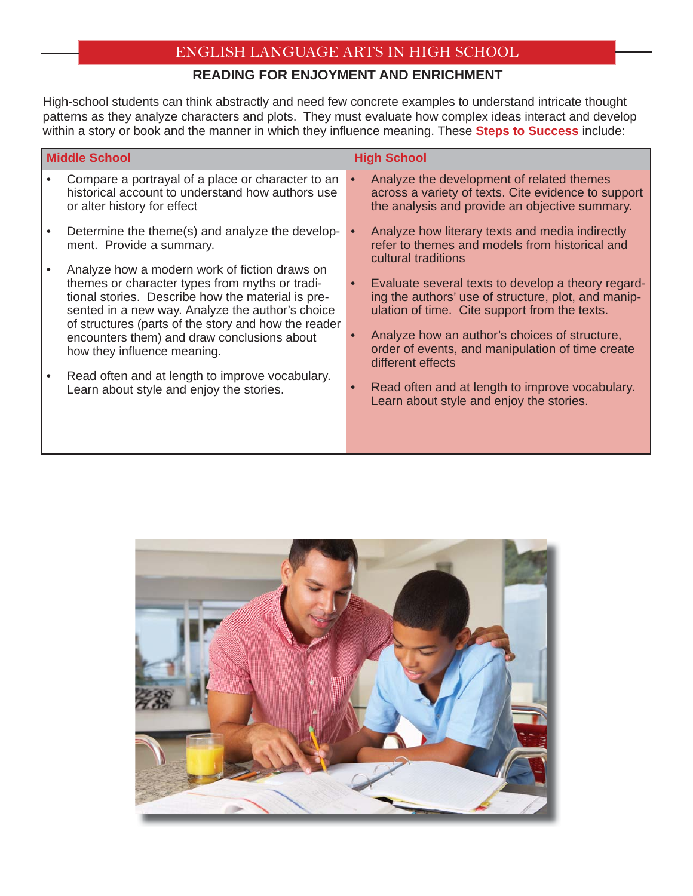# ENGLISH LANGUAGE ARTS IN HIGH SCHOOL

## READING FOR ENJOYMENT AND ENRICHMENT

High-school students can think abstractly and need few concrete examples to understand intricate thought patterns as they analyze characters and plots. They must evaluate how complex ideas interact and develop within a story or book and the manner in which they influence meaning. These **Steps to Success** include:

| Middle School | High School |
| --- | --- |
| • Compare a portrayal of a place or character to an historical account to understand how authors use or alter history for effect<br>• Determine the theme(s) and analyze the development. Provide a summary.<br>• Analyze how a modern work of fiction draws on themes or character types from myths or traditional stories. Describe how the material is presented in a new way. Analyze the author's choice of structures (parts of the story and how the reader encounters them) and draw conclusions about how they influence meaning.<br>• Read often and at length to improve vocabulary. Learn about style and enjoy the stories. | • Analyze the development of related themes across a variety of texts. Cite evidence to support the analysis and provide an objective summary.<br>• Analyze how literary texts and media indirectly refer to themes and models from historical and cultural traditions<br>• Evaluate several texts to develop a theory regarding the authors' use of structure, plot, and manipulation of time. Cite support from the texts.<br>• Analyze how an author's choices of structure, order of events, and manipulation of time create different effects<br>• Read often and at length to improve vocabulary. Learn about style and enjoy the stories. |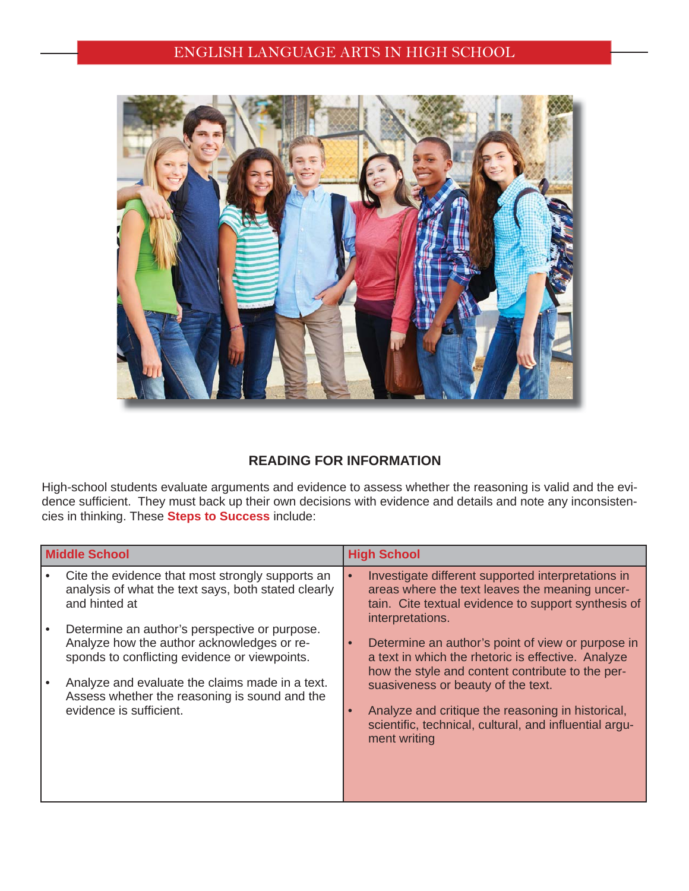## READING FOR INFORMATION

High-school students evaluate arguments and evidence to assess whether the reasoning is valid and the evidence sufficient. They must back up their own decisions with evidence and details and note any inconsistencies in thinking. These **Steps to Success** include:

| Middle School | High School |
|---|---|
| • Cite the evidence that most strongly supports an analysis of what the text says, both stated clearly and hinted at<br>• Determine an author's perspective or purpose. Analyze how the author acknowledges or responds to conflicting evidence or viewpoints.<br>• Analyze and evaluate the claims made in a text. Assess whether the reasoning is sound and the evidence is sufficient. | • Investigate different supported interpretations in areas where the text leaves the meaning uncertain. Cite textual evidence to support synthesis of interpretations.<br>• Determine an author's point of view or purpose in a text in which the rhetoric is effective. Analyze how the style and content contribute to the persuasiveness or beauty of the text.<br>• Analyze and critique the reasoning in historical, scientific, technical, cultural, and influential argument writing |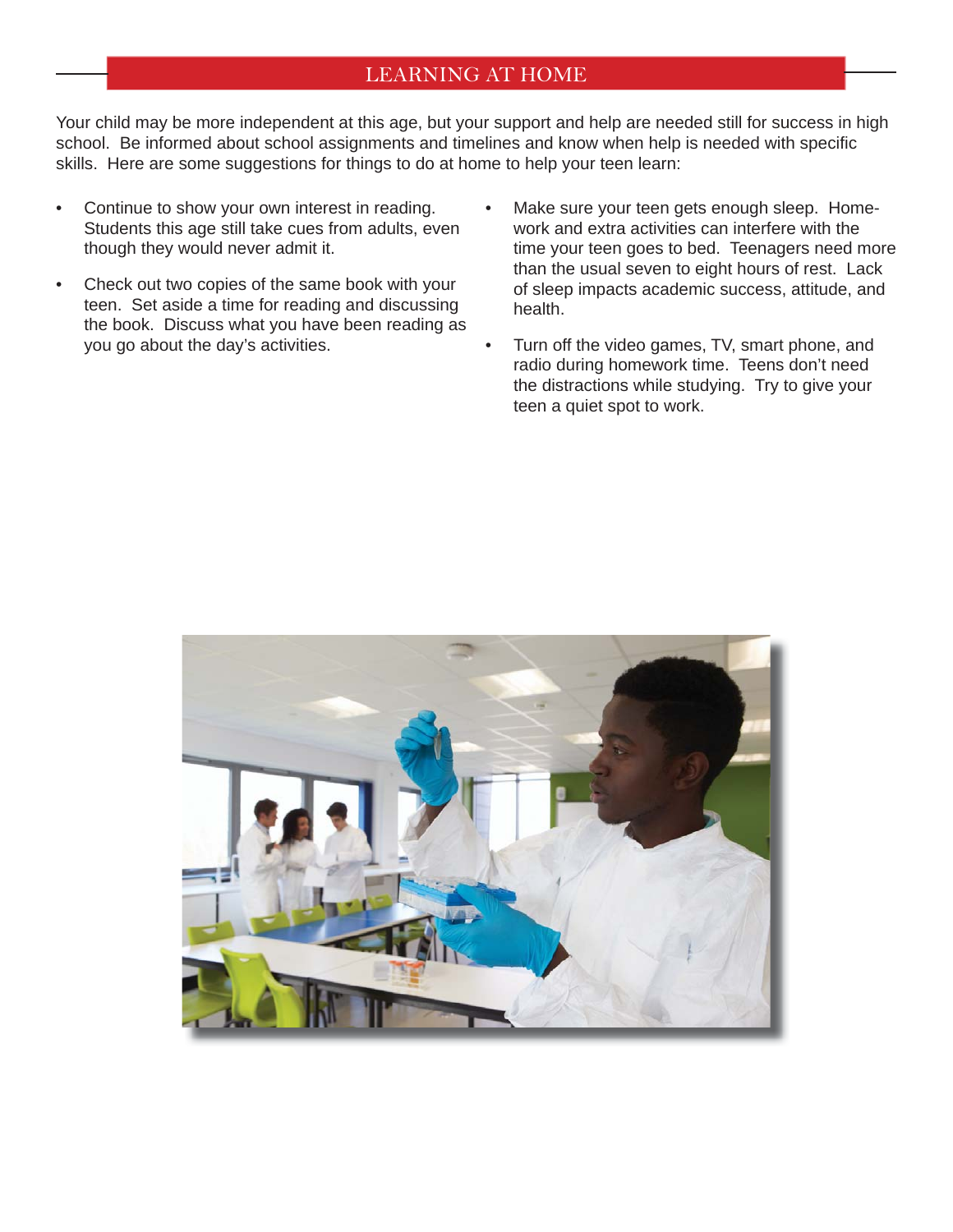## LEARNING AT HOME

Your child may be more independent at this age, but your support and help are needed still for success in high school. Be informed about school assignments and timelines and know when help is needed with specific skills. Here are some suggestions for things to do at home to help your teen learn:

- Continue to show your own interest in reading. Students this age still take cues from adults, even though they would never admit it.
- Check out two copies of the same book with your teen. Set aside a time for reading and discussing the book. Discuss what you have been reading as you go about the day's activities.
- Make sure your teen gets enough sleep. Homework and extra activities can interfere with the time your teen goes to bed. Teenagers need more than the usual seven to eight hours of rest. Lack of sleep impacts academic success, attitude, and health.
- Turn off the video games, TV, smart phone, and radio during homework time. Teens don't need the distractions while studying. Try to give your teen a quiet spot to work.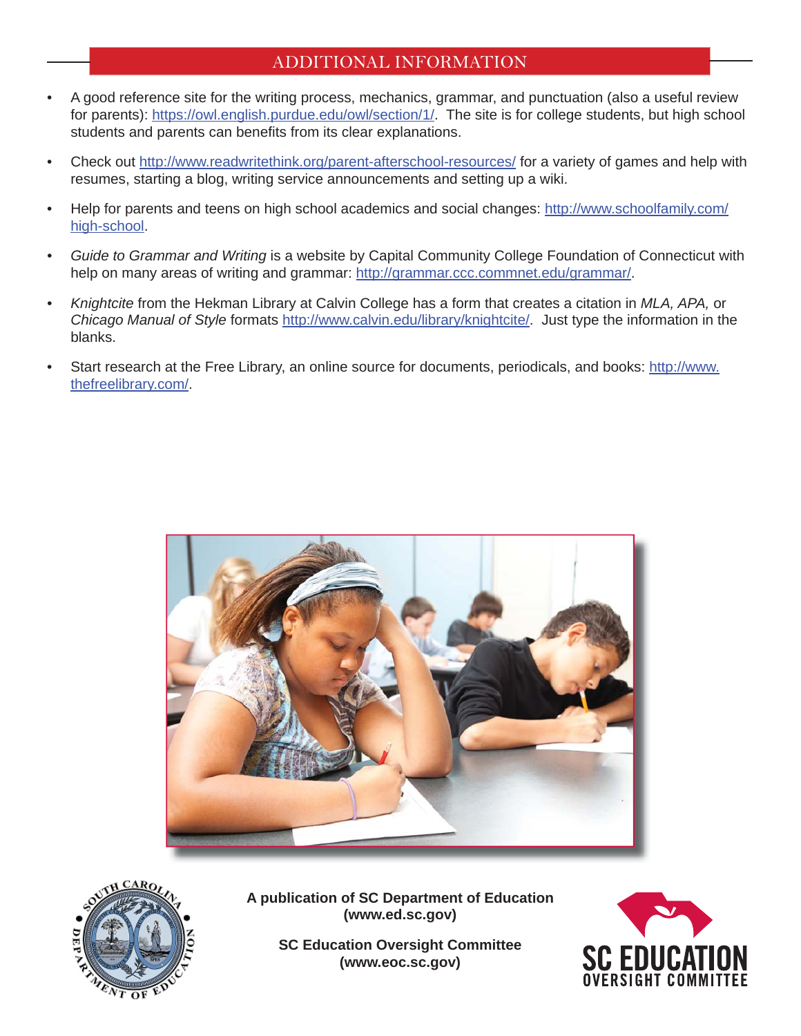## ADDITIONAL INFORMATION

- A good reference site for the writing process, mechanics, grammar, and punctuation (also a useful review for parents): https://owl.english.purdue.edu/owl/section/1/. The site is for college students, but high school students and parents can benefits from its clear explanations.
- Check out http://www.readwritethink.org/parent-afterschool-resources/ for a variety of games and help with resumes, starting a blog, writing service announcements and setting up a wiki.
- Help for parents and teens on high school academics and social changes: http://www.schoolfamily.com/high-school.
- *Guide to Grammar and Writing* is a website by Capital Community College Foundation of Connecticut with help on many areas of writing and grammar: http://grammar.ccc.commnet.edu/grammar/.
- *Knightcite* from the Hekman Library at Calvin College has a form that creates a citation in *MLA, APA,* or *Chicago Manual of Style* formats http://www.calvin.edu/library/knightcite/. Just type the information in the blanks.
- Start research at the Free Library, an online source for documents, periodicals, and books: http://www.thefreelibrary.com/.

**A publication of SC Department of Education (www.ed.sc.gov)**

**SC Education Oversight Committee (www.eoc.sc.gov)**